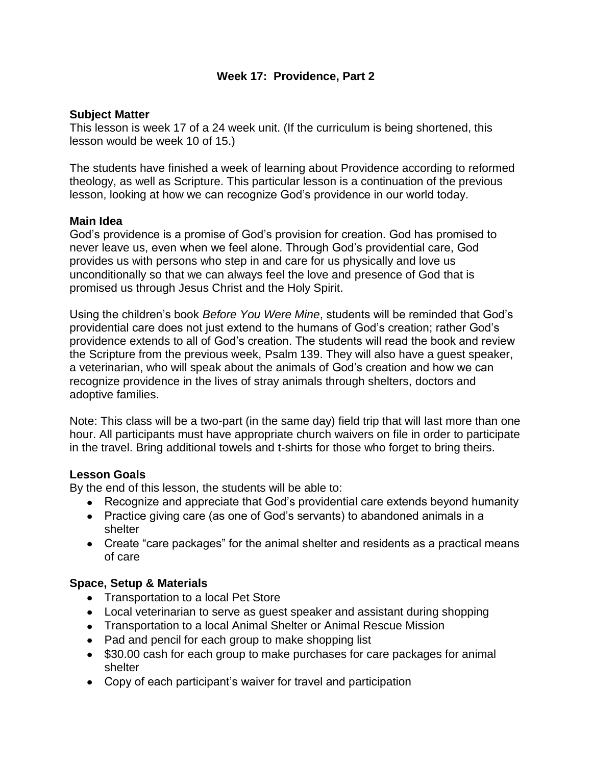# Week 17: Providence, Part 2

**Subject Matter**

This lesson is week 17 of a 24 week unit. (If the curriculum is being shortened, this lesson would be week 10 of 15.)

The students have finished a week of learning about Providence according to reformed theology, as well as Scripture. This particular lesson is a continuation of the previous lesson, looking at how we can recognize God's providence in our world today.

**Main Idea**

God's providence is a promise of God's provision for creation. God has promised to never leave us, even when we feel alone. Through God's providential care, God provides us with persons who step in and care for us physically and love us unconditionally so that we can always feel the love and presence of God that is promised us through Jesus Christ and the Holy Spirit.

Using the children's book *Before You Were Mine*, students will be reminded that God's providential care does not just extend to the humans of God's creation; rather God's providence extends to all of God's creation. The students will read the book and review the Scripture from the previous week, Psalm 139. They will also have a guest speaker, a veterinarian, who will speak about the animals of God's creation and how we can recognize providence in the lives of stray animals through shelters, doctors and adoptive families.

Note: This class will be a two-part (in the same day) field trip that will last more than one hour. All participants must have appropriate church waivers on file in order to participate in the travel. Bring additional towels and t-shirts for those who forget to bring theirs.

**Lesson Goals**

By the end of this lesson, the students will be able to:

- Recognize and appreciate that God's providential care extends beyond humanity
- Practice giving care (as one of God's servants) to abandoned animals in a shelter
- Create "care packages" for the animal shelter and residents as a practical means of care

**Space, Setup & Materials**

- Transportation to a local Pet Store
- Local veterinarian to serve as guest speaker and assistant during shopping
- Transportation to a local Animal Shelter or Animal Rescue Mission
- Pad and pencil for each group to make shopping list
- $30.00 cash for each group to make purchases for care packages for animal shelter
- Copy of each participant's waiver for travel and participation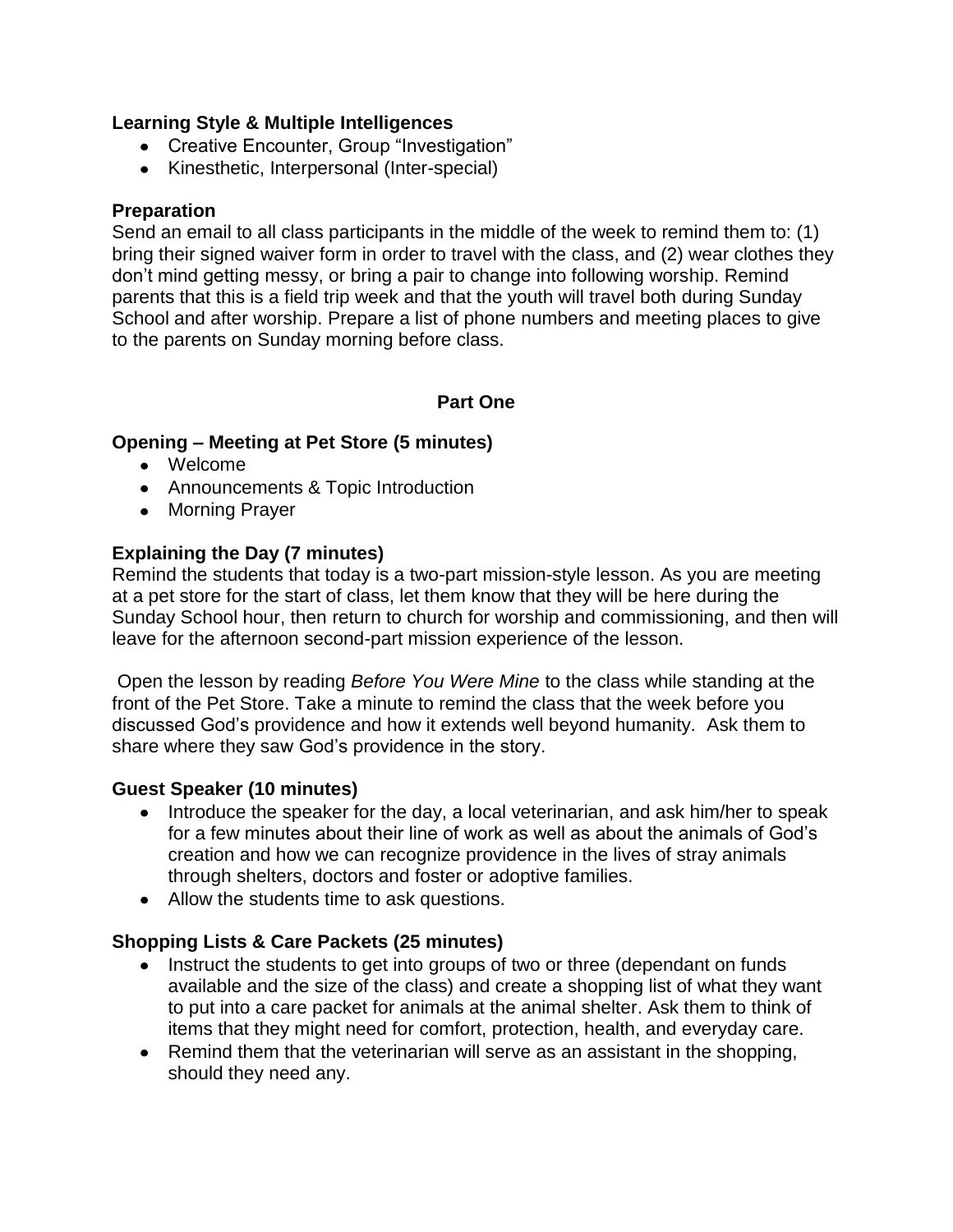**Learning Style & Multiple Intelligences**

- Creative Encounter, Group "Investigation"
- Kinesthetic, Interpersonal (Inter-special)

**Preparation**

Send an email to all class participants in the middle of the week to remind them to: (1) bring their signed waiver form in order to travel with the class, and (2) wear clothes they don't mind getting messy, or bring a pair to change into following worship. Remind parents that this is a field trip week and that the youth will travel both during Sunday School and after worship. Prepare a list of phone numbers and meeting places to give to the parents on Sunday morning before class.

## Part One

**Opening – Meeting at Pet Store (5 minutes)**

- Welcome
- Announcements & Topic Introduction
- Morning Prayer

**Explaining the Day (7 minutes)**

Remind the students that today is a two-part mission-style lesson. As you are meeting at a pet store for the start of class, let them know that they will be here during the Sunday School hour, then return to church for worship and commissioning, and then will leave for the afternoon second-part mission experience of the lesson.

Open the lesson by reading *Before You Were Mine* to the class while standing at the front of the Pet Store. Take a minute to remind the class that the week before you discussed God's providence and how it extends well beyond humanity. Ask them to share where they saw God's providence in the story.

**Guest Speaker (10 minutes)**

- Introduce the speaker for the day, a local veterinarian, and ask him/her to speak for a few minutes about their line of work as well as about the animals of God's creation and how we can recognize providence in the lives of stray animals through shelters, doctors and foster or adoptive families.
- Allow the students time to ask questions.

**Shopping Lists & Care Packets (25 minutes)**

- Instruct the students to get into groups of two or three (dependant on funds available and the size of the class) and create a shopping list of what they want to put into a care packet for animals at the animal shelter. Ask them to think of items that they might need for comfort, protection, health, and everyday care.
- Remind them that the veterinarian will serve as an assistant in the shopping, should they need any.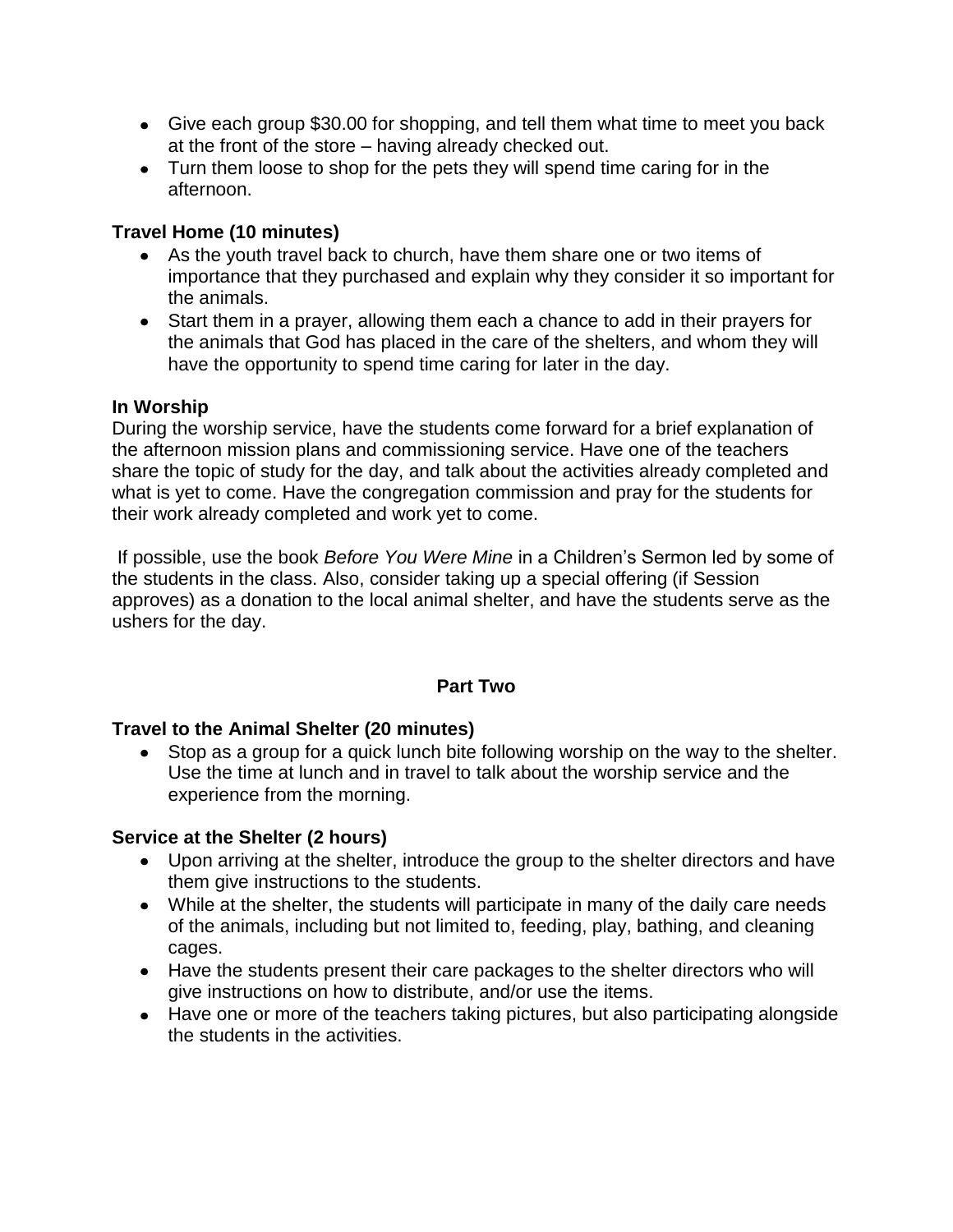- Give each group $30.00 for shopping, and tell them what time to meet you back at the front of the store – having already checked out.
- Turn them loose to shop for the pets they will spend time caring for in the afternoon.

**Travel Home (10 minutes)**

- As the youth travel back to church, have them share one or two items of importance that they purchased and explain why they consider it so important for the animals.
- Start them in a prayer, allowing them each a chance to add in their prayers for the animals that God has placed in the care of the shelters, and whom they will have the opportunity to spend time caring for later in the day.

**In Worship**

During the worship service, have the students come forward for a brief explanation of the afternoon mission plans and commissioning service. Have one of the teachers share the topic of study for the day, and talk about the activities already completed and what is yet to come. Have the congregation commission and pray for the students for their work already completed and work yet to come.

If possible, use the book *Before You Were Mine* in a Children's Sermon led by some of the students in the class. Also, consider taking up a special offering (if Session approves) as a donation to the local animal shelter, and have the students serve as the ushers for the day.

## Part Two

**Travel to the Animal Shelter (20 minutes)**

- Stop as a group for a quick lunch bite following worship on the way to the shelter. Use the time at lunch and in travel to talk about the worship service and the experience from the morning.

**Service at the Shelter (2 hours)**

- Upon arriving at the shelter, introduce the group to the shelter directors and have them give instructions to the students.
- While at the shelter, the students will participate in many of the daily care needs of the animals, including but not limited to, feeding, play, bathing, and cleaning cages.
- Have the students present their care packages to the shelter directors who will give instructions on how to distribute, and/or use the items.
- Have one or more of the teachers taking pictures, but also participating alongside the students in the activities.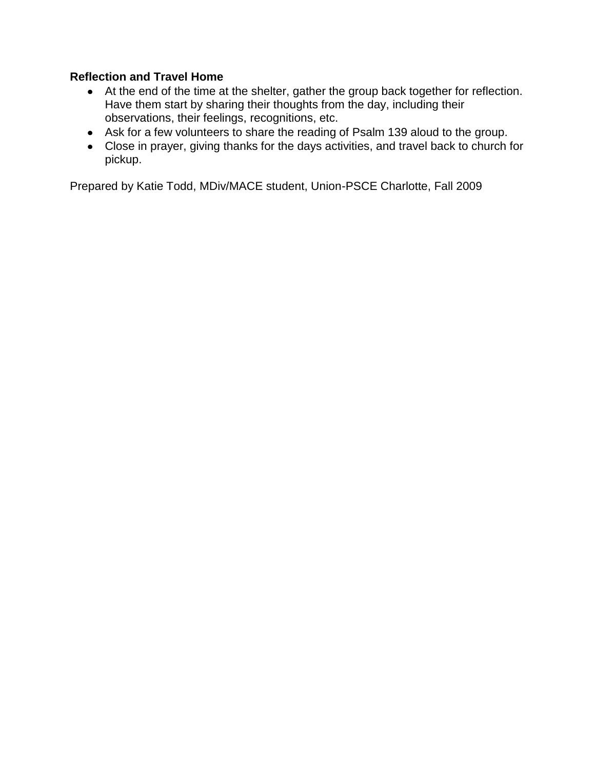**Reflection and Travel Home**

- At the end of the time at the shelter, gather the group back together for reflection. Have them start by sharing their thoughts from the day, including their observations, their feelings, recognitions, etc.
- Ask for a few volunteers to share the reading of Psalm 139 aloud to the group.
- Close in prayer, giving thanks for the days activities, and travel back to church for pickup.

Prepared by Katie Todd, MDiv/MACE student, Union-PSCE Charlotte, Fall 2009